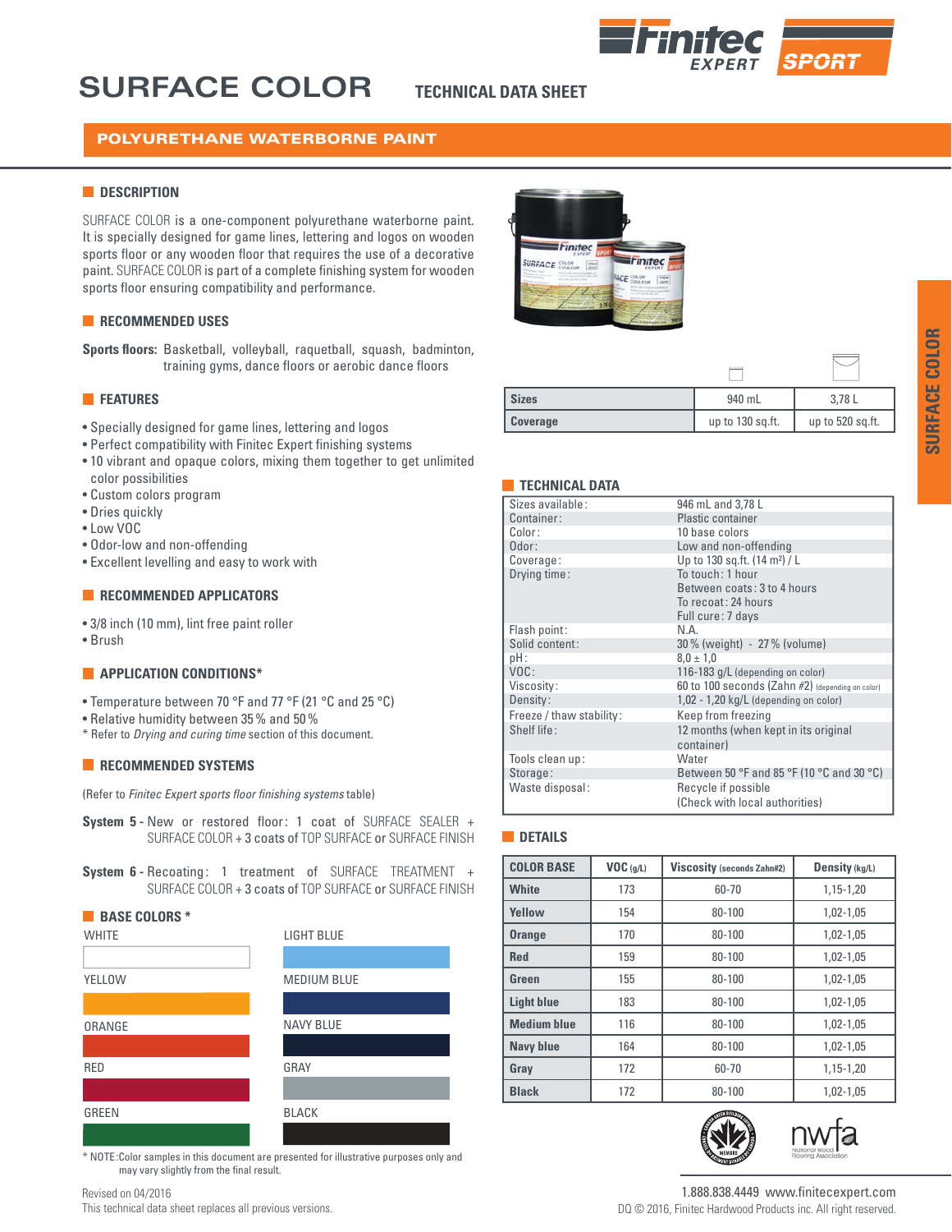# SURFACE COLOR

TECHNICAL DATA SHEET

## POLYURETHANE WATERBORNE PAINT

### DESCRIPTION

SURFACE COLOR is a one-component polyurethane waterborne paint. It is specially designed for game lines, lettering and logos on wooden sports floor or any wooden floor that requires the use of a decorative paint. SURFACE COLOR is part of a complete finishing system for wooden sports floor ensuring compatibility and performance.

### RECOMMENDED USES

**Sports floors:** Basketball, volleyball, raquetball, squash, badminton, training gyms, dance floors or aerobic dance floors

### FEATURES

- Specially designed for game lines, lettering and logos
- Perfect compatibility with Finitec Expert finishing systems
- 10 vibrant and opaque colors, mixing them together to get unlimited color possibilities
- Custom colors program
- Dries quickly
- Low VOC
- Odor-low and non-offending
- Excellent levelling and easy to work with

### RECOMMENDED APPLICATORS

- 3/8 inch (10 mm), lint free paint roller
- Brush

### APPLICATION CONDITIONS*

- Temperature between 70 °F and 77 °F (21 °C and 25 °C)
- Relative humidity between 35 % and 50 %

\* Refer to *Drying and curing time* section of this document.

### RECOMMENDED SYSTEMS

(Refer to *Finitec Expert sports floor finishing systems* table)

**System 5 -** New or restored floor: 1 coat of SURFACE SEALER + SURFACE COLOR + 3 coats of TOP SURFACE or SURFACE FINISH

**System 6 -** Recoating: 1 treatment of SURFACE TREATMENT + SURFACE COLOR + 3 coats of TOP SURFACE or SURFACE FINISH

### BASE COLORS *

| | |
|---|---|
| WHITE | LIGHT BLUE |
| YELLOW | MEDIUM BLUE |
| ORANGE | NAVY BLUE |
| RED | GRAY |
| GREEN | BLACK |

\* NOTE: Color samples in this document are presented for illustrative purposes only and may vary slightly from the final result.

| | | |
|---|---|---|
| **Sizes** | 940 mL | 3,78 L |
| **Coverage** | up to 130 sq.ft. | up to 520 sq.ft. |

### TECHNICAL DATA

| | |
|---|---|
| Sizes available: | 946 mL and 3,78 L |
| Container: | Plastic container |
| Color: | 10 base colors |
| Odor: | Low and non-offending |
| Coverage: | Up to 130 sq.ft. (14 m²) / L |
| Drying time: | To touch: 1 hour<br>Between coats: 3 to 4 hours<br>To recoat: 24 hours<br>Full cure: 7 days |
| Flash point: | N.A. |
| Solid content: | 30 % (weight) - 27 % (volume) |
| pH: | 8,0 ± 1,0 |
| VOC: | 116-183 g/L (depending on color) |
| Viscosity: | 60 to 100 seconds (Zahn #2) (depending on color) |
| Density: | 1,02 - 1,20 kg/L (depending on color) |
| Freeze / thaw stability: | Keep from freezing |
| Shelf life: | 12 months (when kept in its original container) |
| Tools clean up: | Water |
| Storage: | Between 50 °F and 85 °F (10 °C and 30 °C) |
| Waste disposal: | Recycle if possible<br>(Check with local authorities) |

### DETAILS

| COLOR BASE | VOC (g/L) | Viscosity (seconds Zahn#2) | Density (kg/L) |
|---|---|---|---|
| **White** | 173 | 60-70 | 1,15-1,20 |
| **Yellow** | 154 | 80-100 | 1,02-1,05 |
| **Orange** | 170 | 80-100 | 1,02-1,05 |
| **Red** | 159 | 80-100 | 1,02-1,05 |
| **Green** | 155 | 80-100 | 1,02-1,05 |
| **Light blue** | 183 | 80-100 | 1,02-1,05 |
| **Medium blue** | 116 | 80-100 | 1,02-1,05 |
| **Navy blue** | 164 | 80-100 | 1,02-1,05 |
| **Gray** | 172 | 60-70 | 1,15-1,20 |
| **Black** | 172 | 80-100 | 1,02-1,05 |

Revised on 04/2016
This technical data sheet replaces all previous versions.

1.888.838.4449 www.finitecexpert.com
DQ © 2016, Finitec Hardwood Products inc. All right reserved.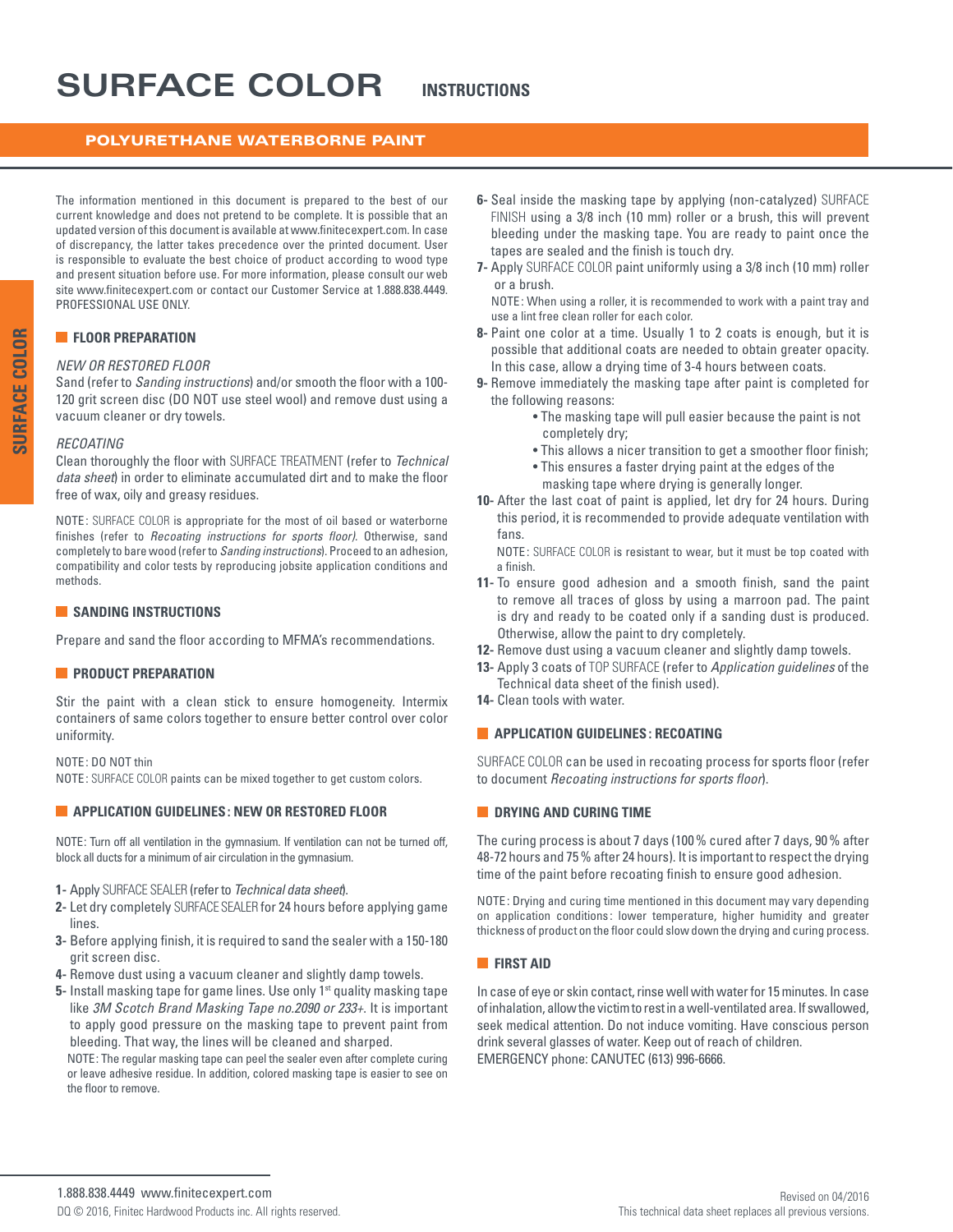# SURFACE COLOR INSTRUCTIONS

## POLYURETHANE WATERBORNE PAINT

The information mentioned in this document is prepared to the best of our current knowledge and does not pretend to be complete. It is possible that an updated version of this document is available at www.finitecexpert.com. In case of discrepancy, the latter takes precedence over the printed document. User is responsible to evaluate the best choice of product according to wood type and present situation before use. For more information, please consult our web site www.finitecexpert.com or contact our Customer Service at 1.888.838.4449. PROFESSIONAL USE ONLY.

### FLOOR PREPARATION

*NEW OR RESTORED FLOOR*

Sand (refer to *Sanding instructions*) and/or smooth the floor with a 100-120 grit screen disc (DO NOT use steel wool) and remove dust using a vacuum cleaner or dry towels.

*RECOATING*

Clean thoroughly the floor with SURFACE TREATMENT (refer to *Technical data sheet*) in order to eliminate accumulated dirt and to make the floor free of wax, oily and greasy residues.

NOTE: SURFACE COLOR is appropriate for the most of oil based or waterborne finishes (refer to *Recoating instructions for sports floor).* Otherwise, sand completely to bare wood (refer to *Sanding instructions*). Proceed to an adhesion, compatibility and color tests by reproducing jobsite application conditions and methods.

### SANDING INSTRUCTIONS

Prepare and sand the floor according to MFMA's recommendations.

### PRODUCT PREPARATION

Stir the paint with a clean stick to ensure homogeneity. Intermix containers of same colors together to ensure better control over color uniformity.

NOTE: DO NOT thin

NOTE: SURFACE COLOR paints can be mixed together to get custom colors.

### APPLICATION GUIDELINES: NEW OR RESTORED FLOOR

NOTE: Turn off all ventilation in the gymnasium. If ventilation can not be turned off, block all ducts for a minimum of air circulation in the gymnasium.

1- Apply SURFACE SEALER (refer to *Technical data sheet*).
2- Let dry completely SURFACE SEALER for 24 hours before applying game lines.
3- Before applying finish, it is required to sand the sealer with a 150-180 grit screen disc.
4- Remove dust using a vacuum cleaner and slightly damp towels.
5- Install masking tape for game lines. Use only 1st quality masking tape like *3M Scotch Brand Masking Tape no.2090 or 233+*. It is important to apply good pressure on the masking tape to prevent paint from bleeding. That way, the lines will be cleaned and sharped.
   NOTE: The regular masking tape can peel the sealer even after complete curing or leave adhesive residue. In addition, colored masking tape is easier to see on the floor to remove.
6- Seal inside the masking tape by applying (non-catalyzed) SURFACE FINISH using a 3/8 inch (10 mm) roller or a brush, this will prevent bleeding under the masking tape. You are ready to paint once the tapes are sealed and the finish is touch dry.
7- Apply SURFACE COLOR paint uniformly using a 3/8 inch (10 mm) roller or a brush.
   NOTE: When using a roller, it is recommended to work with a paint tray and use a lint free clean roller for each color.
8- Paint one color at a time. Usually 1 to 2 coats is enough, but it is possible that additional coats are needed to obtain greater opacity. In this case, allow a drying time of 3-4 hours between coats.
9- Remove immediately the masking tape after paint is completed for the following reasons:
   - The masking tape will pull easier because the paint is not completely dry;
   - This allows a nicer transition to get a smoother floor finish;
   - This ensures a faster drying paint at the edges of the masking tape where drying is generally longer.
10- After the last coat of paint is applied, let dry for 24 hours. During this period, it is recommended to provide adequate ventilation with fans.
   NOTE: SURFACE COLOR is resistant to wear, but it must be top coated with a finish.
11- To ensure good adhesion and a smooth finish, sand the paint to remove all traces of gloss by using a marroon pad. The paint is dry and ready to be coated only if a sanding dust is produced. Otherwise, allow the paint to dry completely.
12- Remove dust using a vacuum cleaner and slightly damp towels.
13- Apply 3 coats of TOP SURFACE (refer to *Application guidelines* of the Technical data sheet of the finish used).
14- Clean tools with water.

### APPLICATION GUIDELINES: RECOATING

SURFACE COLOR can be used in recoating process for sports floor (refer to document *Recoating instructions for sports floor*).

### DRYING AND CURING TIME

The curing process is about 7 days (100 % cured after 7 days, 90 % after 48-72 hours and 75 % after 24 hours). It is important to respect the drying time of the paint before recoating finish to ensure good adhesion.

NOTE: Drying and curing time mentioned in this document may vary depending on application conditions: lower temperature, higher humidity and greater thickness of product on the floor could slow down the drying and curing process.

### FIRST AID

In case of eye or skin contact, rinse well with water for 15 minutes. In case of inhalation, allow the victim to rest in a well-ventilated area. If swallowed, seek medical attention. Do not induce vomiting. Have conscious person drink several glasses of water. Keep out of reach of children.
EMERGENCY phone: CANUTEC (613) 996-6666.

1.888.838.4449 www.finitecexpert.com
DQ © 2016, Finitec Hardwood Products inc. All rights reserved.

Revised on 04/2016
This technical data sheet replaces all previous versions.